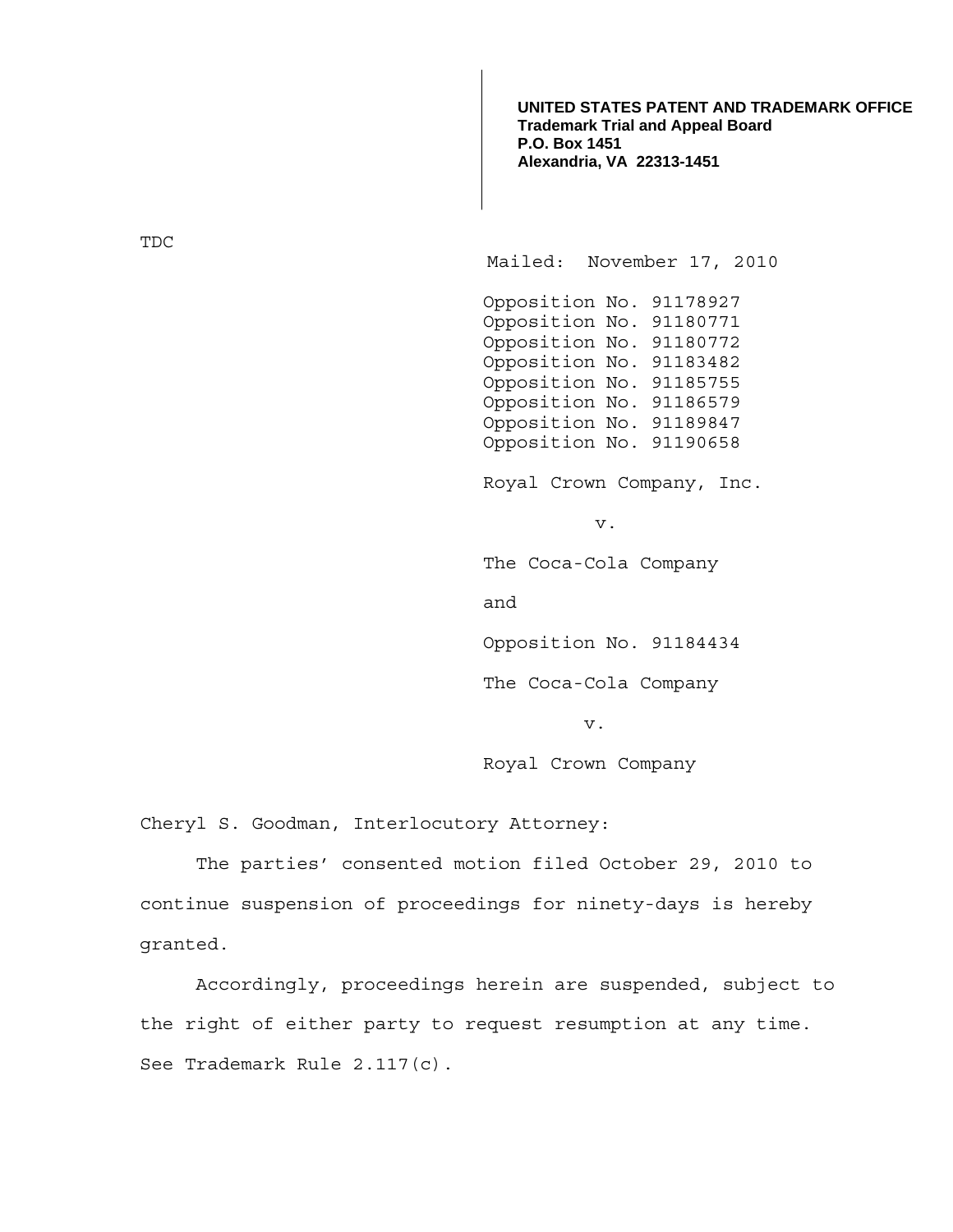**UNITED STATES PATENT AND TRADEMARK OFFICE**
**Trademark Trial and Appeal Board**
**P.O. Box 1451**
**Alexandria, VA 22313-1451**

TDC

Mailed: November 17, 2010

Opposition No. 91178927
Opposition No. 91180771
Opposition No. 91180772
Opposition No. 91183482
Opposition No. 91185755
Opposition No. 91186579
Opposition No. 91189847
Opposition No. 91190658

Royal Crown Company, Inc.

v.

The Coca-Cola Company

and

Opposition No. 91184434

The Coca-Cola Company

v.

Royal Crown Company

Cheryl S. Goodman, Interlocutory Attorney:

The parties' consented motion filed October 29, 2010 to continue suspension of proceedings for ninety-days is hereby granted.

Accordingly, proceedings herein are suspended, subject to the right of either party to request resumption at any time. See Trademark Rule 2.117(c).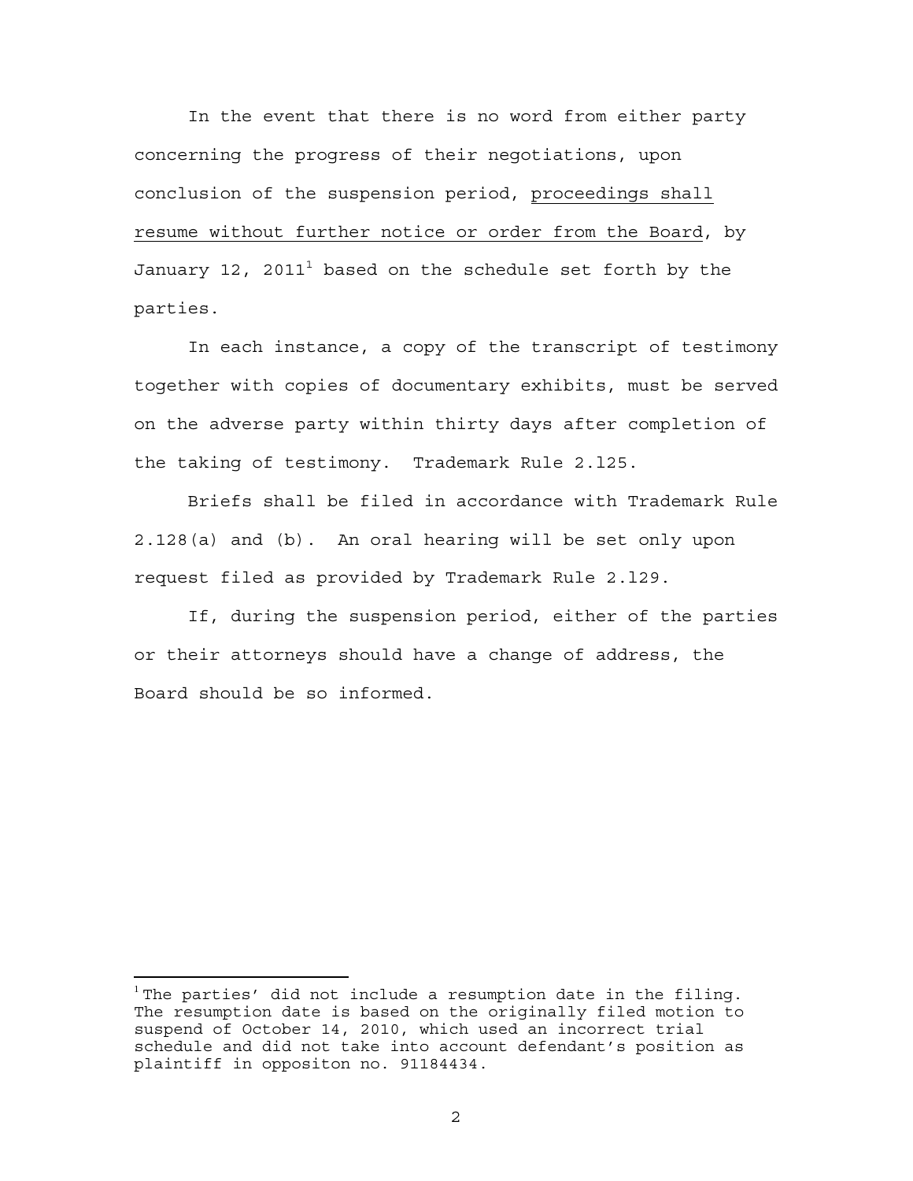In the event that there is no word from either party concerning the progress of their negotiations, upon conclusion of the suspension period, proceedings shall resume without further notice or order from the Board, by January 12, 2011[1] based on the schedule set forth by the parties.

In each instance, a copy of the transcript of testimony together with copies of documentary exhibits, must be served on the adverse party within thirty days after completion of the taking of testimony. Trademark Rule 2.l25.

Briefs shall be filed in accordance with Trademark Rule 2.128(a) and (b). An oral hearing will be set only upon request filed as provided by Trademark Rule 2.l29.

If, during the suspension period, either of the parties or their attorneys should have a change of address, the Board should be so informed.

---

[1] The parties' did not include a resumption date in the filing. The resumption date is based on the originally filed motion to suspend of October 14, 2010, which used an incorrect trial schedule and did not take into account defendant's position as plaintiff in oppositon no. 91184434.